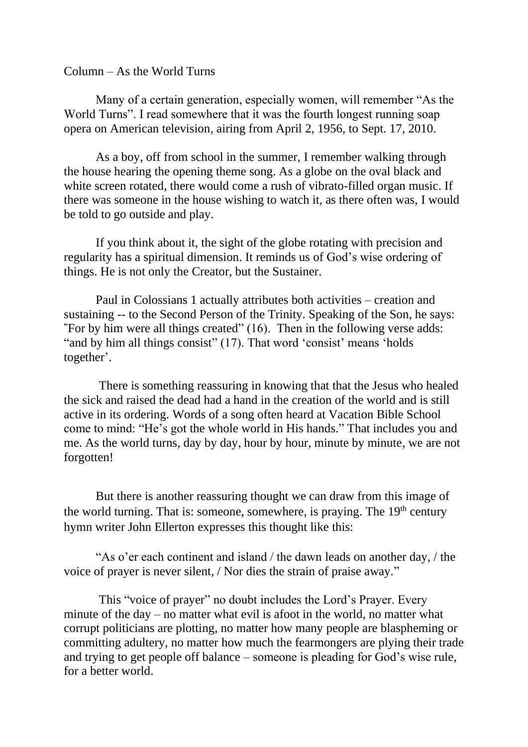Column – As the World Turns

Many of a certain generation, especially women, will remember "As the World Turns". I read somewhere that it was the fourth longest running soap opera on American television, airing from April 2, 1956, to Sept. 17, 2010.

As a boy, off from school in the summer, I remember walking through the house hearing the opening theme song. As a globe on the oval black and white screen rotated, there would come a rush of vibrato-filled organ music. If there was someone in the house wishing to watch it, as there often was, I would be told to go outside and play.

If you think about it, the sight of the globe rotating with precision and regularity has a spiritual dimension. It reminds us of God's wise ordering of things. He is not only the Creator, but the Sustainer.

Paul in Colossians 1 actually attributes both activities – creation and sustaining -- to the Second Person of the Trinity. Speaking of the Son, he says: "For by him were all things created" (16). Then in the following verse adds: "and by him all things consist" (17). That word 'consist' means 'holds together'.

There is something reassuring in knowing that that the Jesus who healed the sick and raised the dead had a hand in the creation of the world and is still active in its ordering. Words of a song often heard at Vacation Bible School come to mind: "He's got the whole world in His hands." That includes you and me. As the world turns, day by day, hour by hour, minute by minute, we are not forgotten!

But there is another reassuring thought we can draw from this image of the world turning. That is: someone, somewhere, is praying. The 19th century hymn writer John Ellerton expresses this thought like this:

"As o'er each continent and island / the dawn leads on another day, / the voice of prayer is never silent, / Nor dies the strain of praise away."

This "voice of prayer" no doubt includes the Lord's Prayer. Every minute of the day – no matter what evil is afoot in the world, no matter what corrupt politicians are plotting, no matter how many people are blaspheming or committing adultery, no matter how much the fearmongers are plying their trade and trying to get people off balance – someone is pleading for God's wise rule, for a better world.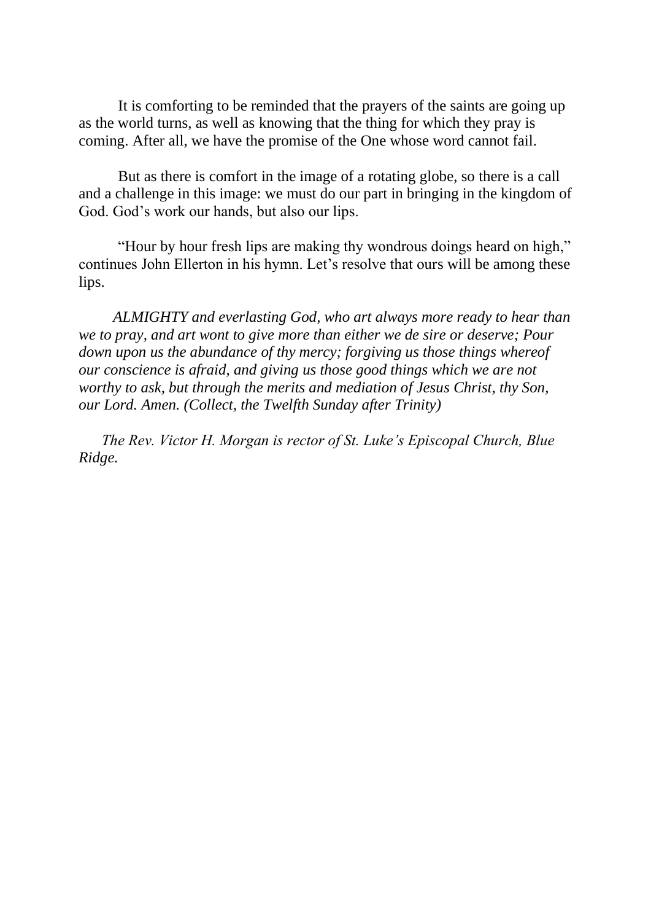It is comforting to be reminded that the prayers of the saints are going up as the world turns, as well as knowing that the thing for which they pray is coming. After all, we have the promise of the One whose word cannot fail.

But as there is comfort in the image of a rotating globe, so there is a call and a challenge in this image: we must do our part in bringing in the kingdom of God. God's work our hands, but also our lips.

"Hour by hour fresh lips are making thy wondrous doings heard on high," continues John Ellerton in his hymn. Let's resolve that ours will be among these lips.

*ALMIGHTY and everlasting God, who art always more ready to hear than we to pray, and art wont to give more than either we de sire or deserve; Pour down upon us the abundance of thy mercy; forgiving us those things whereof our conscience is afraid, and giving us those good things which we are not worthy to ask, but through the merits and mediation of Jesus Christ, thy Son, our Lord. Amen. (Collect, the Twelfth Sunday after Trinity)*

*The Rev. Victor H. Morgan is rector of St. Luke's Episcopal Church, Blue Ridge.*